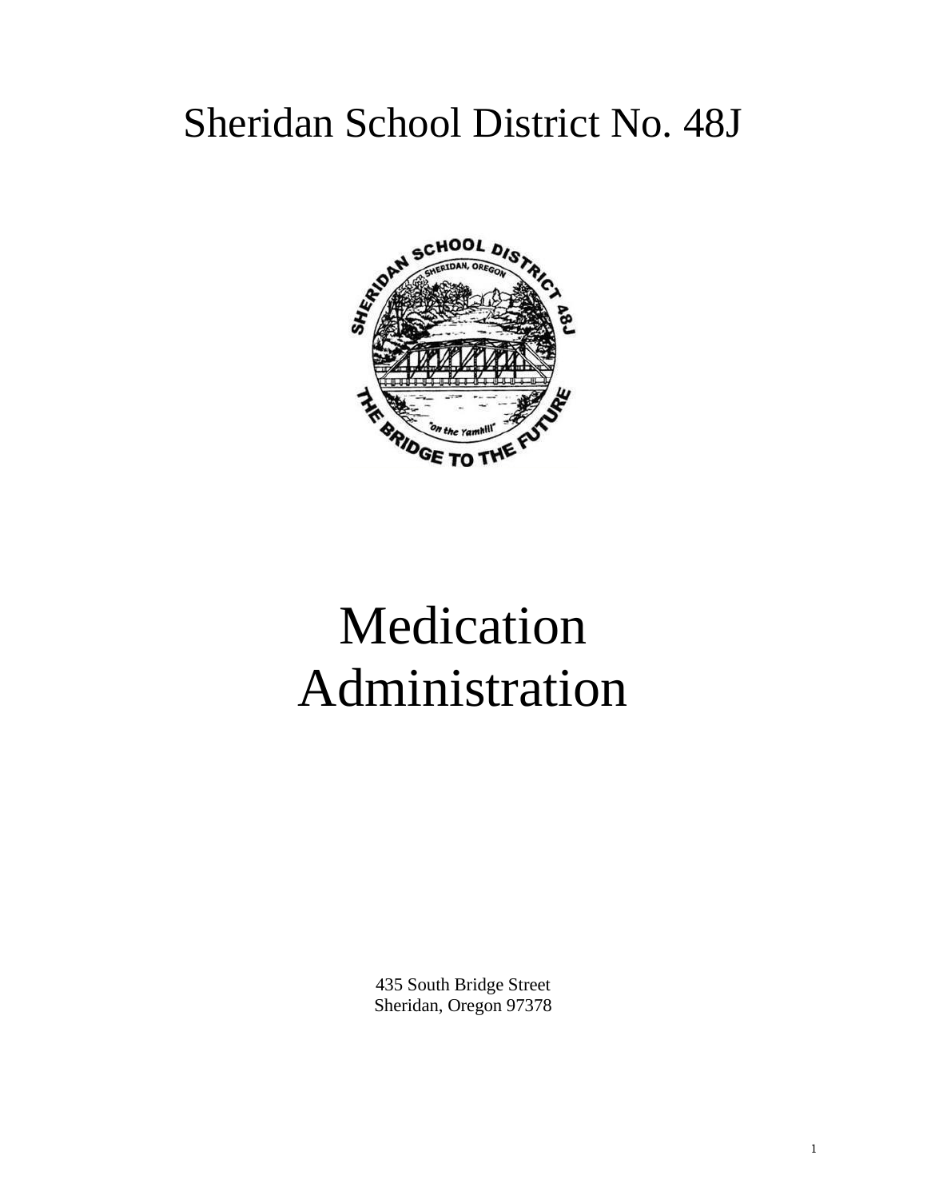# Sheridan School District No. 48J

# Medication Administration

435 South Bridge Street
Sheridan, Oregon 97378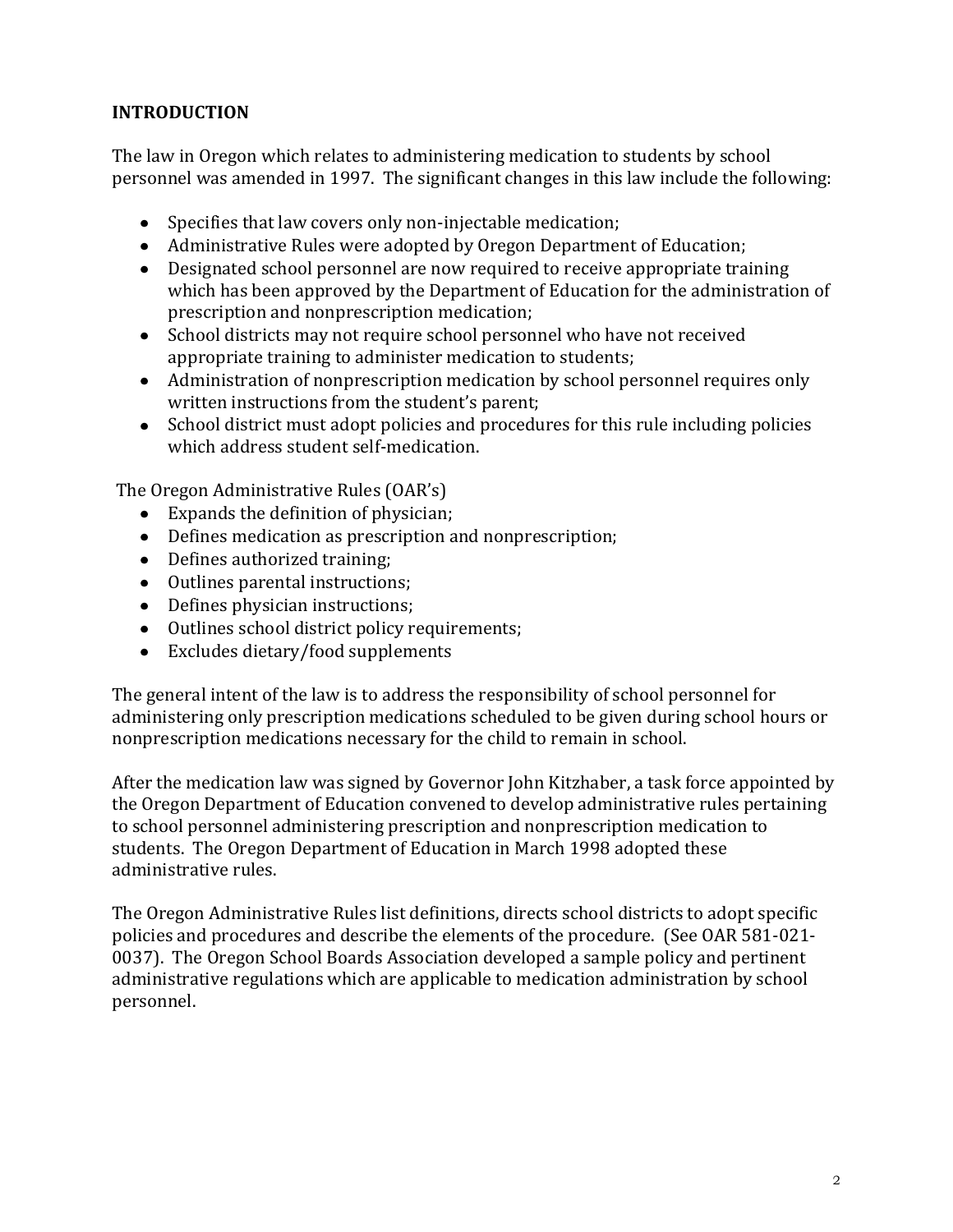## INTRODUCTION

The law in Oregon which relates to administering medication to students by school personnel was amended in 1997. The significant changes in this law include the following:

- Specifies that law covers only non-injectable medication;
- Administrative Rules were adopted by Oregon Department of Education;
- Designated school personnel are now required to receive appropriate training which has been approved by the Department of Education for the administration of prescription and nonprescription medication;
- School districts may not require school personnel who have not received appropriate training to administer medication to students;
- Administration of nonprescription medication by school personnel requires only written instructions from the student's parent;
- School district must adopt policies and procedures for this rule including policies which address student self-medication.

The Oregon Administrative Rules (OAR's)

- Expands the definition of physician;
- Defines medication as prescription and nonprescription;
- Defines authorized training;
- Outlines parental instructions;
- Defines physician instructions;
- Outlines school district policy requirements;
- Excludes dietary/food supplements

The general intent of the law is to address the responsibility of school personnel for administering only prescription medications scheduled to be given during school hours or nonprescription medications necessary for the child to remain in school.

After the medication law was signed by Governor John Kitzhaber, a task force appointed by the Oregon Department of Education convened to develop administrative rules pertaining to school personnel administering prescription and nonprescription medication to students. The Oregon Department of Education in March 1998 adopted these administrative rules.

The Oregon Administrative Rules list definitions, directs school districts to adopt specific policies and procedures and describe the elements of the procedure. (See OAR 581-021-0037). The Oregon School Boards Association developed a sample policy and pertinent administrative regulations which are applicable to medication administration by school personnel.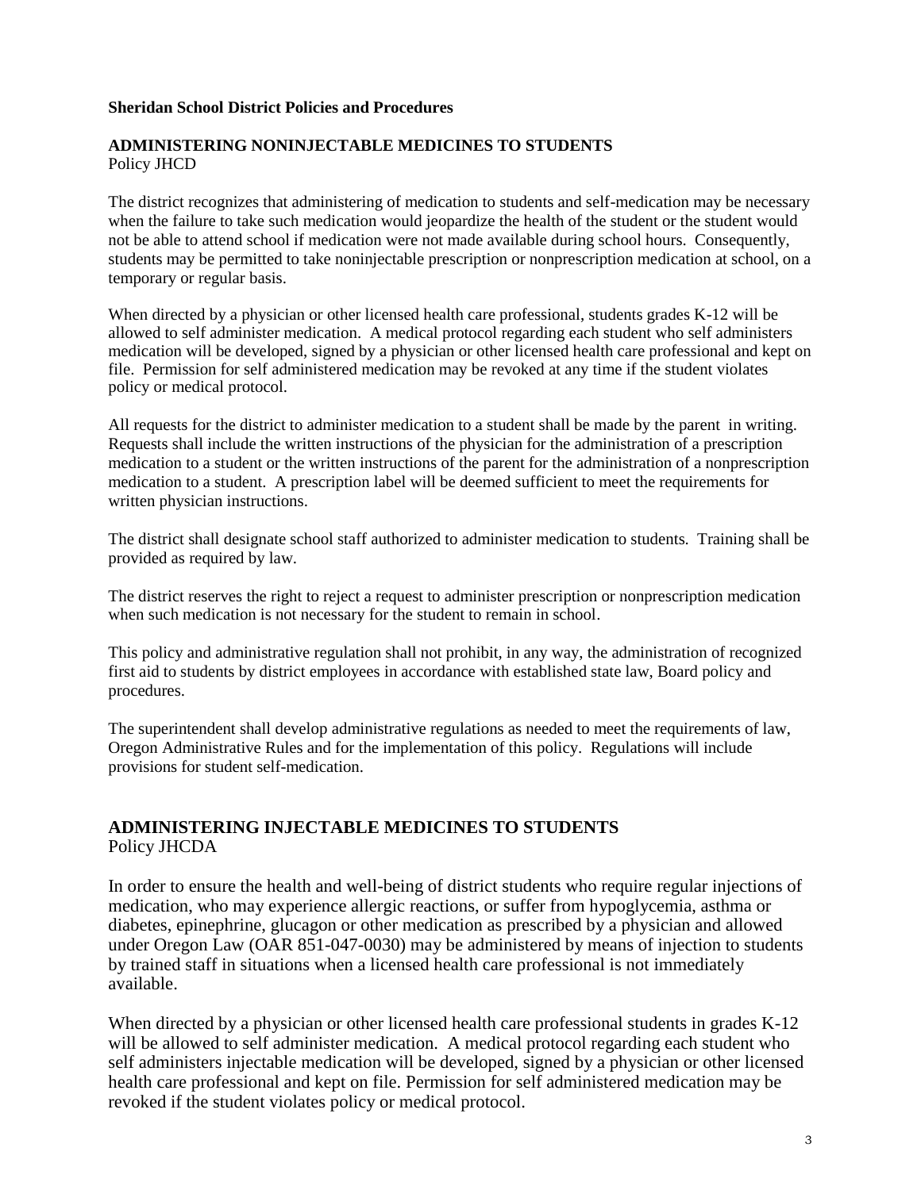**Sheridan School District Policies and Procedures**

## ADMINISTERING NONINJECTABLE MEDICINES TO STUDENTS

Policy JHCD

The district recognizes that administering of medication to students and self-medication may be necessary when the failure to take such medication would jeopardize the health of the student or the student would not be able to attend school if medication were not made available during school hours. Consequently, students may be permitted to take noninjectable prescription or nonprescription medication at school, on a temporary or regular basis.

When directed by a physician or other licensed health care professional, students grades K-12 will be allowed to self administer medication. A medical protocol regarding each student who self administers medication will be developed, signed by a physician or other licensed health care professional and kept on file. Permission for self administered medication may be revoked at any time if the student violates policy or medical protocol.

All requests for the district to administer medication to a student shall be made by the parent in writing. Requests shall include the written instructions of the physician for the administration of a prescription medication to a student or the written instructions of the parent for the administration of a nonprescription medication to a student. A prescription label will be deemed sufficient to meet the requirements for written physician instructions.

The district shall designate school staff authorized to administer medication to students. Training shall be provided as required by law.

The district reserves the right to reject a request to administer prescription or nonprescription medication when such medication is not necessary for the student to remain in school.

This policy and administrative regulation shall not prohibit, in any way, the administration of recognized first aid to students by district employees in accordance with established state law, Board policy and procedures.

The superintendent shall develop administrative regulations as needed to meet the requirements of law, Oregon Administrative Rules and for the implementation of this policy. Regulations will include provisions for student self-medication.

## ADMINISTERING INJECTABLE MEDICINES TO STUDENTS

Policy JHCDA

In order to ensure the health and well-being of district students who require regular injections of medication, who may experience allergic reactions, or suffer from hypoglycemia, asthma or diabetes, epinephrine, glucagon or other medication as prescribed by a physician and allowed under Oregon Law (OAR 851-047-0030) may be administered by means of injection to students by trained staff in situations when a licensed health care professional is not immediately available.

When directed by a physician or other licensed health care professional students in grades K-12 will be allowed to self administer medication. A medical protocol regarding each student who self administers injectable medication will be developed, signed by a physician or other licensed health care professional and kept on file. Permission for self administered medication may be revoked if the student violates policy or medical protocol.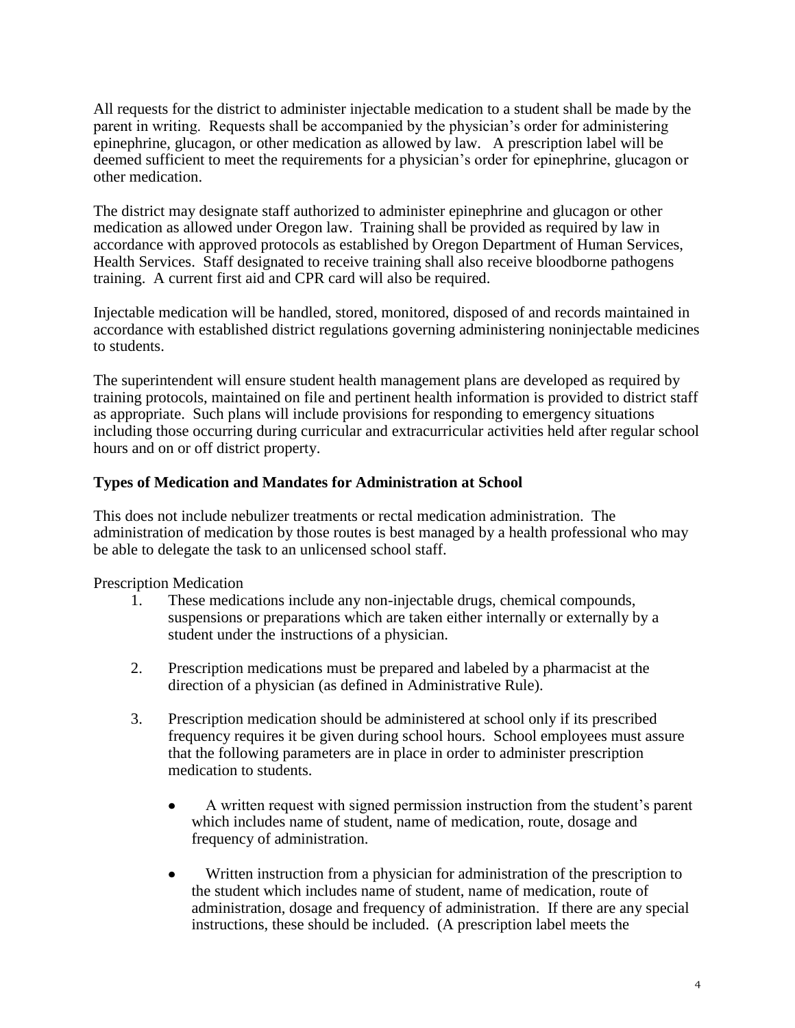All requests for the district to administer injectable medication to a student shall be made by the parent in writing. Requests shall be accompanied by the physician's order for administering epinephrine, glucagon, or other medication as allowed by law. A prescription label will be deemed sufficient to meet the requirements for a physician's order for epinephrine, glucagon or other medication.

The district may designate staff authorized to administer epinephrine and glucagon or other medication as allowed under Oregon law. Training shall be provided as required by law in accordance with approved protocols as established by Oregon Department of Human Services, Health Services. Staff designated to receive training shall also receive bloodborne pathogens training. A current first aid and CPR card will also be required.

Injectable medication will be handled, stored, monitored, disposed of and records maintained in accordance with established district regulations governing administering noninjectable medicines to students.

The superintendent will ensure student health management plans are developed as required by training protocols, maintained on file and pertinent health information is provided to district staff as appropriate. Such plans will include provisions for responding to emergency situations including those occurring during curricular and extracurricular activities held after regular school hours and on or off district property.

### Types of Medication and Mandates for Administration at School

This does not include nebulizer treatments or rectal medication administration. The administration of medication by those routes is best managed by a health professional who may be able to delegate the task to an unlicensed school staff.

Prescription Medication

1. These medications include any non-injectable drugs, chemical compounds, suspensions or preparations which are taken either internally or externally by a student under the instructions of a physician.

2. Prescription medications must be prepared and labeled by a pharmacist at the direction of a physician (as defined in Administrative Rule).

3. Prescription medication should be administered at school only if its prescribed frequency requires it be given during school hours. School employees must assure that the following parameters are in place in order to administer prescription medication to students.

   - A written request with signed permission instruction from the student's parent which includes name of student, name of medication, route, dosage and frequency of administration.

   - Written instruction from a physician for administration of the prescription to the student which includes name of student, name of medication, route of administration, dosage and frequency of administration. If there are any special instructions, these should be included. (A prescription label meets the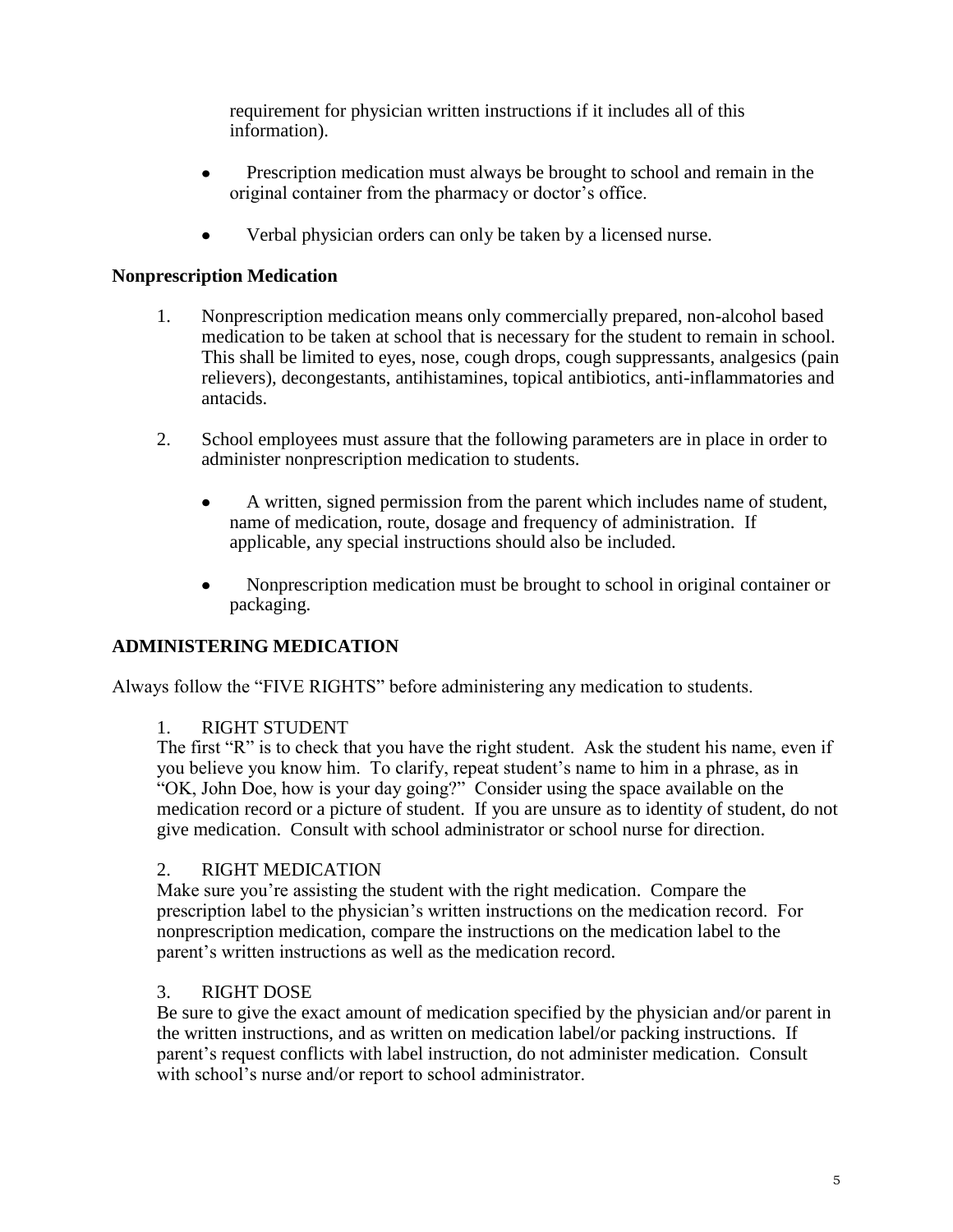requirement for physician written instructions if it includes all of this information).

- Prescription medication must always be brought to school and remain in the original container from the pharmacy or doctor's office.

- Verbal physician orders can only be taken by a licensed nurse.

### Nonprescription Medication

1. Nonprescription medication means only commercially prepared, non-alcohol based medication to be taken at school that is necessary for the student to remain in school. This shall be limited to eyes, nose, cough drops, cough suppressants, analgesics (pain relievers), decongestants, antihistamines, topical antibiotics, anti-inflammatories and antacids.

2. School employees must assure that the following parameters are in place in order to administer nonprescription medication to students.

   - A written, signed permission from the parent which includes name of student, name of medication, route, dosage and frequency of administration. If applicable, any special instructions should also be included.

   - Nonprescription medication must be brought to school in original container or packaging.

## ADMINISTERING MEDICATION

Always follow the "FIVE RIGHTS" before administering any medication to students.

1. RIGHT STUDENT

The first "R" is to check that you have the right student. Ask the student his name, even if you believe you know him. To clarify, repeat student's name to him in a phrase, as in "OK, John Doe, how is your day going?" Consider using the space available on the medication record or a picture of student. If you are unsure as to identity of student, do not give medication. Consult with school administrator or school nurse for direction.

2. RIGHT MEDICATION

Make sure you're assisting the student with the right medication. Compare the prescription label to the physician's written instructions on the medication record. For nonprescription medication, compare the instructions on the medication label to the parent's written instructions as well as the medication record.

3. RIGHT DOSE

Be sure to give the exact amount of medication specified by the physician and/or parent in the written instructions, and as written on medication label/or packing instructions. If parent's request conflicts with label instruction, do not administer medication. Consult with school's nurse and/or report to school administrator.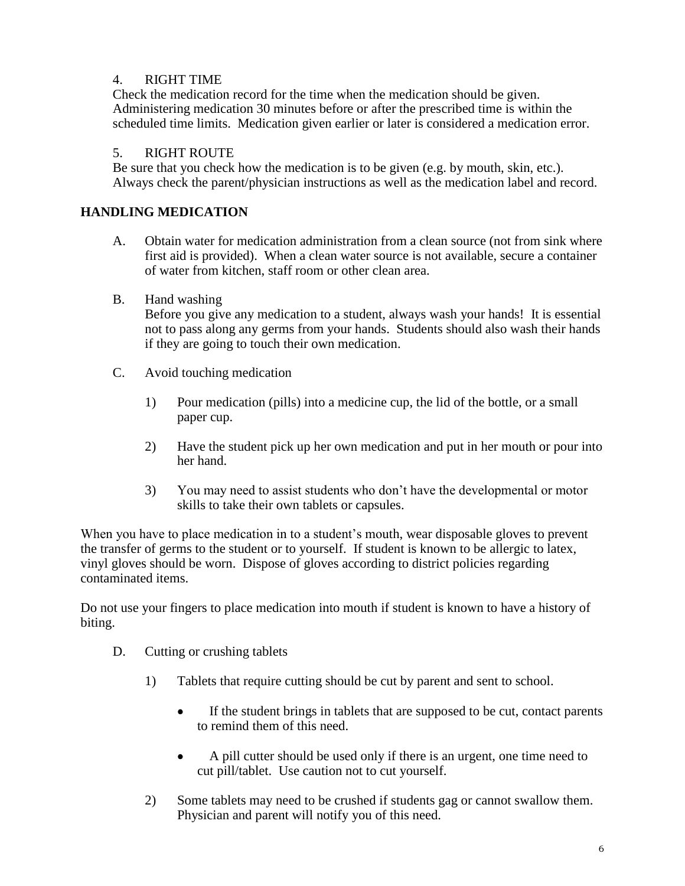4. RIGHT TIME

Check the medication record for the time when the medication should be given. Administering medication 30 minutes before or after the prescribed time is within the scheduled time limits. Medication given earlier or later is considered a medication error.

5. RIGHT ROUTE

Be sure that you check how the medication is to be given (e.g. by mouth, skin, etc.). Always check the parent/physician instructions as well as the medication label and record.

## HANDLING MEDICATION

A. Obtain water for medication administration from a clean source (not from sink where first aid is provided). When a clean water source is not available, secure a container of water from kitchen, staff room or other clean area.

B. Hand washing
   Before you give any medication to a student, always wash your hands! It is essential not to pass along any germs from your hands. Students should also wash their hands if they are going to touch their own medication.

C. Avoid touching medication

   1) Pour medication (pills) into a medicine cup, the lid of the bottle, or a small paper cup.

   2) Have the student pick up her own medication and put in her mouth or pour into her hand.

   3) You may need to assist students who don't have the developmental or motor skills to take their own tablets or capsules.

When you have to place medication in to a student's mouth, wear disposable gloves to prevent the transfer of germs to the student or to yourself. If student is known to be allergic to latex, vinyl gloves should be worn. Dispose of gloves according to district policies regarding contaminated items.

Do not use your fingers to place medication into mouth if student is known to have a history of biting.

D. Cutting or crushing tablets

   1) Tablets that require cutting should be cut by parent and sent to school.

      - If the student brings in tablets that are supposed to be cut, contact parents to remind them of this need.

      - A pill cutter should be used only if there is an urgent, one time need to cut pill/tablet. Use caution not to cut yourself.

   2) Some tablets may need to be crushed if students gag or cannot swallow them. Physician and parent will notify you of this need.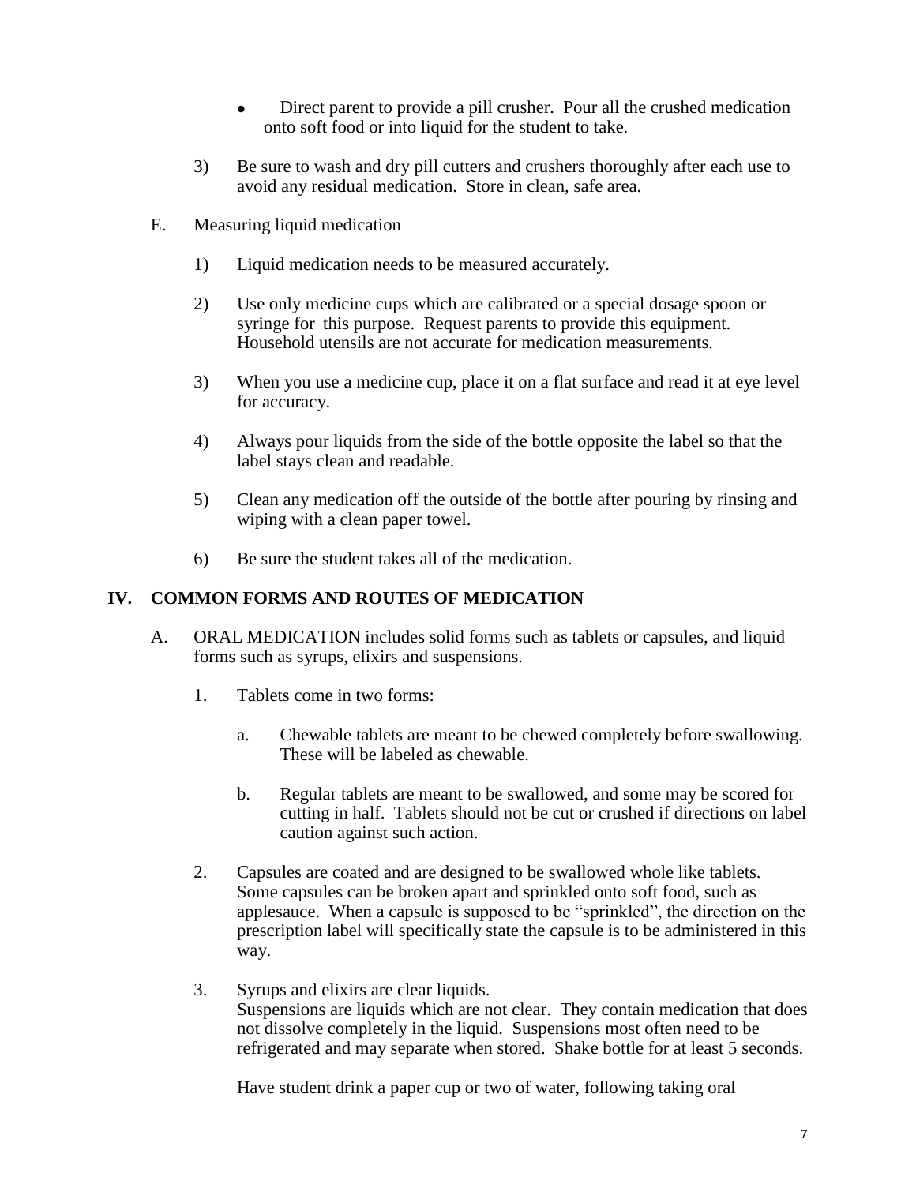- Direct parent to provide a pill crusher. Pour all the crushed medication onto soft food or into liquid for the student to take.

3) Be sure to wash and dry pill cutters and crushers thoroughly after each use to avoid any residual medication. Store in clean, safe area.

E. Measuring liquid medication

1) Liquid medication needs to be measured accurately.

2) Use only medicine cups which are calibrated or a special dosage spoon or syringe for this purpose. Request parents to provide this equipment. Household utensils are not accurate for medication measurements.

3) When you use a medicine cup, place it on a flat surface and read it at eye level for accuracy.

4) Always pour liquids from the side of the bottle opposite the label so that the label stays clean and readable.

5) Clean any medication off the outside of the bottle after pouring by rinsing and wiping with a clean paper towel.

6) Be sure the student takes all of the medication.

## IV. COMMON FORMS AND ROUTES OF MEDICATION

A. ORAL MEDICATION includes solid forms such as tablets or capsules, and liquid forms such as syrups, elixirs and suspensions.

1. Tablets come in two forms:

   a. Chewable tablets are meant to be chewed completely before swallowing. These will be labeled as chewable.

   b. Regular tablets are meant to be swallowed, and some may be scored for cutting in half. Tablets should not be cut or crushed if directions on label caution against such action.

2. Capsules are coated and are designed to be swallowed whole like tablets. Some capsules can be broken apart and sprinkled onto soft food, such as applesauce. When a capsule is supposed to be "sprinkled", the direction on the prescription label will specifically state the capsule is to be administered in this way.

3. Syrups and elixirs are clear liquids.
   Suspensions are liquids which are not clear. They contain medication that does not dissolve completely in the liquid. Suspensions most often need to be refrigerated and may separate when stored. Shake bottle for at least 5 seconds.

   Have student drink a paper cup or two of water, following taking oral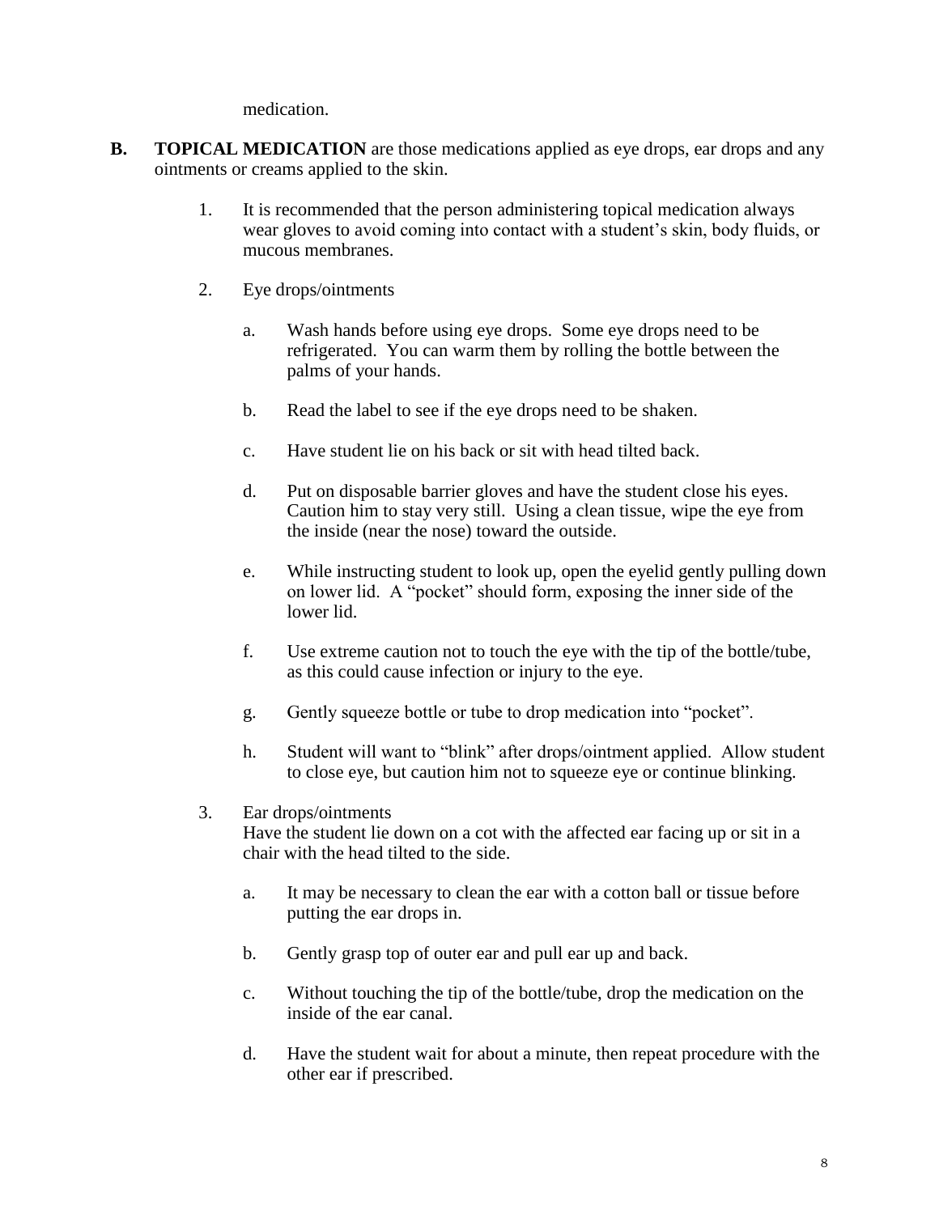medication.

**B.** **TOPICAL MEDICATION** are those medications applied as eye drops, ear drops and any ointments or creams applied to the skin.

1. It is recommended that the person administering topical medication always wear gloves to avoid coming into contact with a student's skin, body fluids, or mucous membranes.

2. Eye drops/ointments

   a. Wash hands before using eye drops. Some eye drops need to be refrigerated. You can warm them by rolling the bottle between the palms of your hands.

   b. Read the label to see if the eye drops need to be shaken.

   c. Have student lie on his back or sit with head tilted back.

   d. Put on disposable barrier gloves and have the student close his eyes. Caution him to stay very still. Using a clean tissue, wipe the eye from the inside (near the nose) toward the outside.

   e. While instructing student to look up, open the eyelid gently pulling down on lower lid. A "pocket" should form, exposing the inner side of the lower lid.

   f. Use extreme caution not to touch the eye with the tip of the bottle/tube, as this could cause infection or injury to the eye.

   g. Gently squeeze bottle or tube to drop medication into "pocket".

   h. Student will want to "blink" after drops/ointment applied. Allow student to close eye, but caution him not to squeeze eye or continue blinking.

3. Ear drops/ointments
   Have the student lie down on a cot with the affected ear facing up or sit in a chair with the head tilted to the side.

   a. It may be necessary to clean the ear with a cotton ball or tissue before putting the ear drops in.

   b. Gently grasp top of outer ear and pull ear up and back.

   c. Without touching the tip of the bottle/tube, drop the medication on the inside of the ear canal.

   d. Have the student wait for about a minute, then repeat procedure with the other ear if prescribed.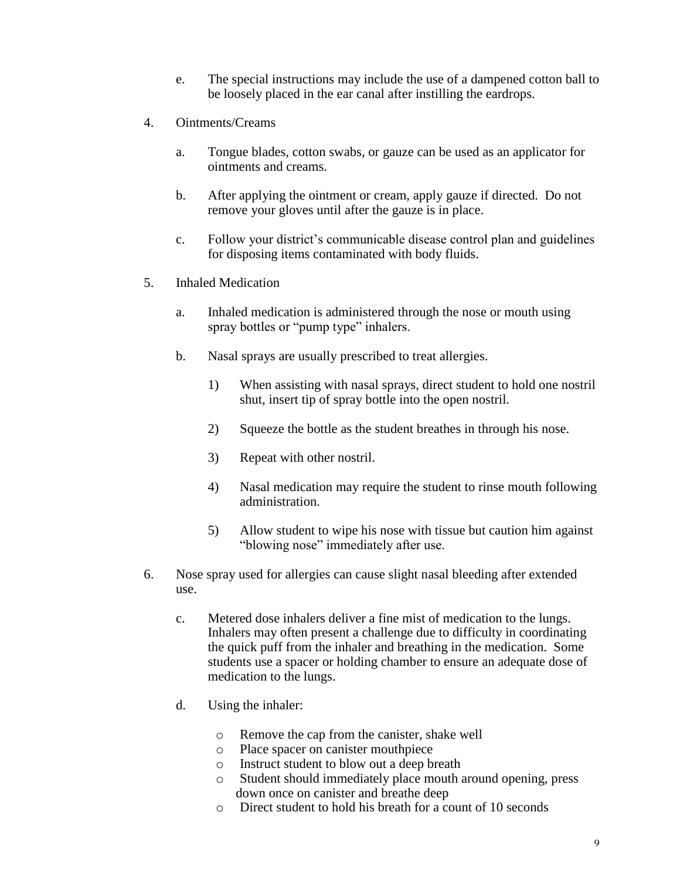e. The special instructions may include the use of a dampened cotton ball to be loosely placed in the ear canal after instilling the eardrops.

4. Ointments/Creams

   a. Tongue blades, cotton swabs, or gauze can be used as an applicator for ointments and creams.

   b. After applying the ointment or cream, apply gauze if directed. Do not remove your gloves until after the gauze is in place.

   c. Follow your district's communicable disease control plan and guidelines for disposing items contaminated with body fluids.

5. Inhaled Medication

   a. Inhaled medication is administered through the nose or mouth using spray bottles or "pump type" inhalers.

   b. Nasal sprays are usually prescribed to treat allergies.

      1) When assisting with nasal sprays, direct student to hold one nostril shut, insert tip of spray bottle into the open nostril.

      2) Squeeze the bottle as the student breathes in through his nose.

      3) Repeat with other nostril.

      4) Nasal medication may require the student to rinse mouth following administration.

      5) Allow student to wipe his nose with tissue but caution him against "blowing nose" immediately after use.

6. Nose spray used for allergies can cause slight nasal bleeding after extended use.

   c. Metered dose inhalers deliver a fine mist of medication to the lungs. Inhalers may often present a challenge due to difficulty in coordinating the quick puff from the inhaler and breathing in the medication. Some students use a spacer or holding chamber to ensure an adequate dose of medication to the lungs.

   d. Using the inhaler:

      - Remove the cap from the canister, shake well
      - Place spacer on canister mouthpiece
      - Instruct student to blow out a deep breath
      - Student should immediately place mouth around opening, press down once on canister and breathe deep
      - Direct student to hold his breath for a count of 10 seconds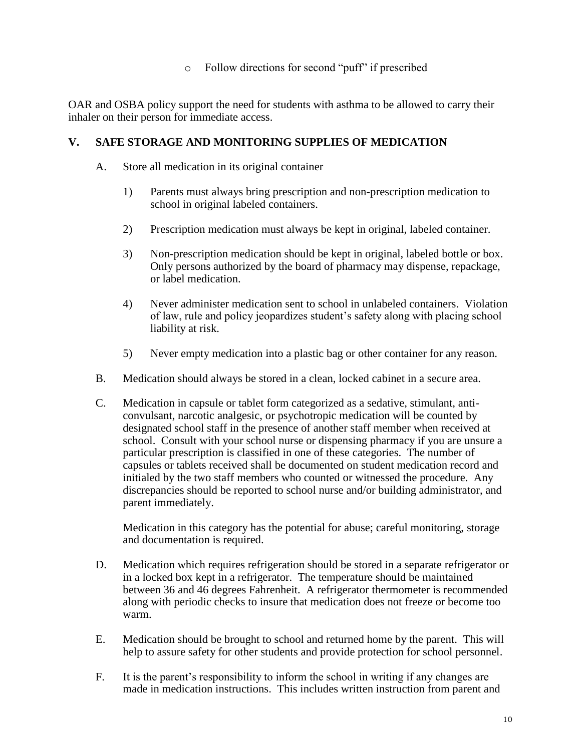- Follow directions for second "puff" if prescribed

OAR and OSBA policy support the need for students with asthma to be allowed to carry their inhaler on their person for immediate access.

## V. SAFE STORAGE AND MONITORING SUPPLIES OF MEDICATION

A. Store all medication in its original container

1) Parents must always bring prescription and non-prescription medication to school in original labeled containers.

2) Prescription medication must always be kept in original, labeled container.

3) Non-prescription medication should be kept in original, labeled bottle or box. Only persons authorized by the board of pharmacy may dispense, repackage, or label medication.

4) Never administer medication sent to school in unlabeled containers. Violation of law, rule and policy jeopardizes student's safety along with placing school liability at risk.

5) Never empty medication into a plastic bag or other container for any reason.

B. Medication should always be stored in a clean, locked cabinet in a secure area.

C. Medication in capsule or tablet form categorized as a sedative, stimulant, anti-convulsant, narcotic analgesic, or psychotropic medication will be counted by designated school staff in the presence of another staff member when received at school. Consult with your school nurse or dispensing pharmacy if you are unsure a particular prescription is classified in one of these categories. The number of capsules or tablets received shall be documented on student medication record and initialed by the two staff members who counted or witnessed the procedure. Any discrepancies should be reported to school nurse and/or building administrator, and parent immediately.

Medication in this category has the potential for abuse; careful monitoring, storage and documentation is required.

D. Medication which requires refrigeration should be stored in a separate refrigerator or in a locked box kept in a refrigerator. The temperature should be maintained between 36 and 46 degrees Fahrenheit. A refrigerator thermometer is recommended along with periodic checks to insure that medication does not freeze or become too warm.

E. Medication should be brought to school and returned home by the parent. This will help to assure safety for other students and provide protection for school personnel.

F. It is the parent's responsibility to inform the school in writing if any changes are made in medication instructions. This includes written instruction from parent and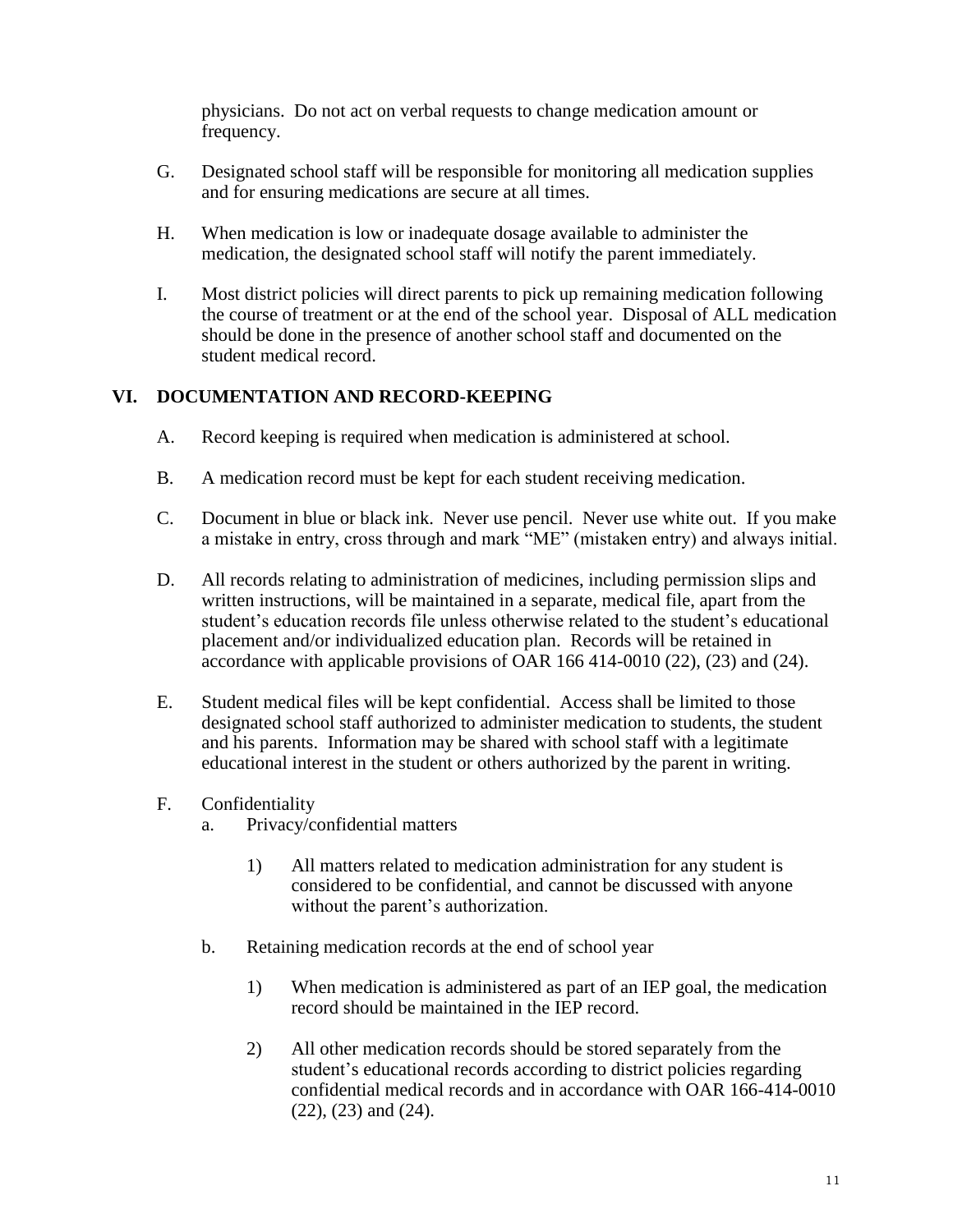physicians. Do not act on verbal requests to change medication amount or frequency.

G. Designated school staff will be responsible for monitoring all medication supplies and for ensuring medications are secure at all times.

H. When medication is low or inadequate dosage available to administer the medication, the designated school staff will notify the parent immediately.

I. Most district policies will direct parents to pick up remaining medication following the course of treatment or at the end of the school year. Disposal of ALL medication should be done in the presence of another school staff and documented on the student medical record.

## VI. DOCUMENTATION AND RECORD-KEEPING

A. Record keeping is required when medication is administered at school.

B. A medication record must be kept for each student receiving medication.

C. Document in blue or black ink. Never use pencil. Never use white out. If you make a mistake in entry, cross through and mark "ME" (mistaken entry) and always initial.

D. All records relating to administration of medicines, including permission slips and written instructions, will be maintained in a separate, medical file, apart from the student's education records file unless otherwise related to the student's educational placement and/or individualized education plan. Records will be retained in accordance with applicable provisions of OAR 166 414-0010 (22), (23) and (24).

E. Student medical files will be kept confidential. Access shall be limited to those designated school staff authorized to administer medication to students, the student and his parents. Information may be shared with school staff with a legitimate educational interest in the student or others authorized by the parent in writing.

F. Confidentiality

  a. Privacy/confidential matters

    1) All matters related to medication administration for any student is considered to be confidential, and cannot be discussed with anyone without the parent's authorization.

  b. Retaining medication records at the end of school year

    1) When medication is administered as part of an IEP goal, the medication record should be maintained in the IEP record.

    2) All other medication records should be stored separately from the student's educational records according to district policies regarding confidential medical records and in accordance with OAR 166-414-0010 (22), (23) and (24).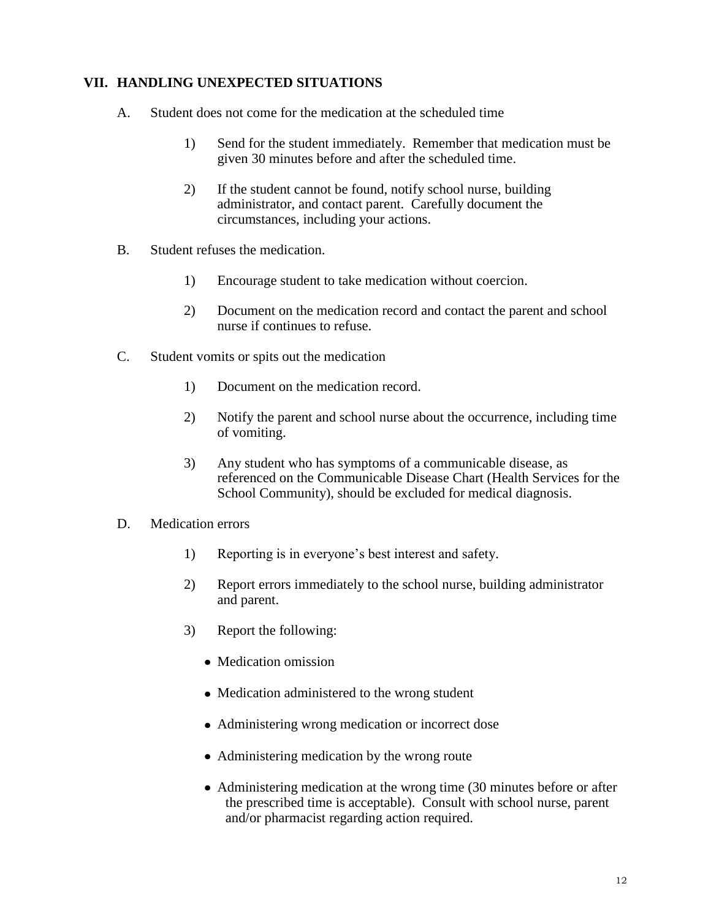## VII. HANDLING UNEXPECTED SITUATIONS

A. Student does not come for the medication at the scheduled time

1) Send for the student immediately. Remember that medication must be given 30 minutes before and after the scheduled time.

2) If the student cannot be found, notify school nurse, building administrator, and contact parent. Carefully document the circumstances, including your actions.

B. Student refuses the medication.

1) Encourage student to take medication without coercion.

2) Document on the medication record and contact the parent and school nurse if continues to refuse.

C. Student vomits or spits out the medication

1) Document on the medication record.

2) Notify the parent and school nurse about the occurrence, including time of vomiting.

3) Any student who has symptoms of a communicable disease, as referenced on the Communicable Disease Chart (Health Services for the School Community), should be excluded for medical diagnosis.

D. Medication errors

1) Reporting is in everyone's best interest and safety.

2) Report errors immediately to the school nurse, building administrator and parent.

3) Report the following:

- Medication omission
- Medication administered to the wrong student
- Administering wrong medication or incorrect dose
- Administering medication by the wrong route
- Administering medication at the wrong time (30 minutes before or after the prescribed time is acceptable). Consult with school nurse, parent and/or pharmacist regarding action required.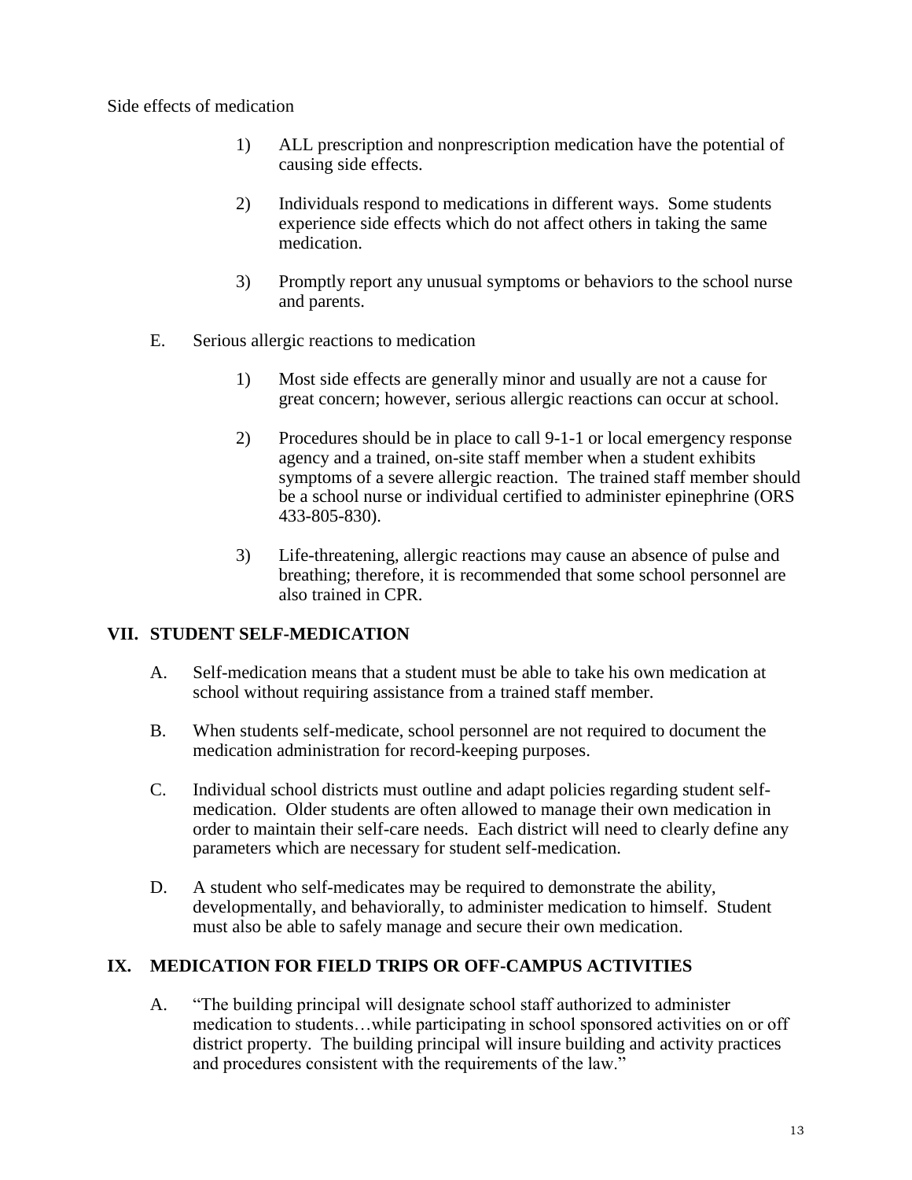Side effects of medication

1) ALL prescription and nonprescription medication have the potential of causing side effects.

2) Individuals respond to medications in different ways. Some students experience side effects which do not affect others in taking the same medication.

3) Promptly report any unusual symptoms or behaviors to the school nurse and parents.

E. Serious allergic reactions to medication

1) Most side effects are generally minor and usually are not a cause for great concern; however, serious allergic reactions can occur at school.

2) Procedures should be in place to call 9-1-1 or local emergency response agency and a trained, on-site staff member when a student exhibits symptoms of a severe allergic reaction. The trained staff member should be a school nurse or individual certified to administer epinephrine (ORS 433-805-830).

3) Life-threatening, allergic reactions may cause an absence of pulse and breathing; therefore, it is recommended that some school personnel are also trained in CPR.

## VII. STUDENT SELF-MEDICATION

A. Self-medication means that a student must be able to take his own medication at school without requiring assistance from a trained staff member.

B. When students self-medicate, school personnel are not required to document the medication administration for record-keeping purposes.

C. Individual school districts must outline and adapt policies regarding student self-medication. Older students are often allowed to manage their own medication in order to maintain their self-care needs. Each district will need to clearly define any parameters which are necessary for student self-medication.

D. A student who self-medicates may be required to demonstrate the ability, developmentally, and behaviorally, to administer medication to himself. Student must also be able to safely manage and secure their own medication.

## IX. MEDICATION FOR FIELD TRIPS OR OFF-CAMPUS ACTIVITIES

A. "The building principal will designate school staff authorized to administer medication to students…while participating in school sponsored activities on or off district property. The building principal will insure building and activity practices and procedures consistent with the requirements of the law."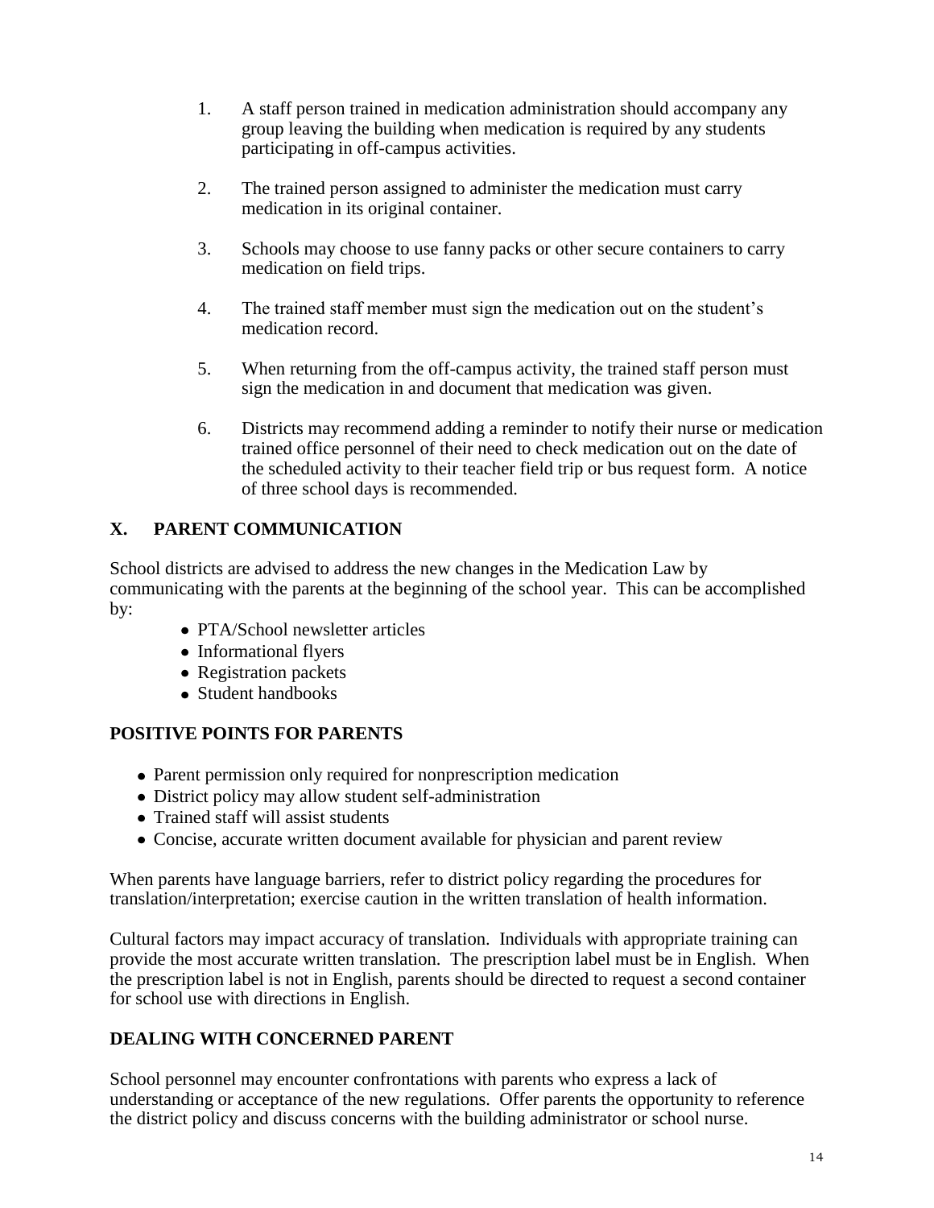1. A staff person trained in medication administration should accompany any group leaving the building when medication is required by any students participating in off-campus activities.

2. The trained person assigned to administer the medication must carry medication in its original container.

3. Schools may choose to use fanny packs or other secure containers to carry medication on field trips.

4. The trained staff member must sign the medication out on the student's medication record.

5. When returning from the off-campus activity, the trained staff person must sign the medication in and document that medication was given.

6. Districts may recommend adding a reminder to notify their nurse or medication trained office personnel of their need to check medication out on the date of the scheduled activity to their teacher field trip or bus request form. A notice of three school days is recommended.

## X. PARENT COMMUNICATION

School districts are advised to address the new changes in the Medication Law by communicating with the parents at the beginning of the school year. This can be accomplished by:

- PTA/School newsletter articles
- Informational flyers
- Registration packets
- Student handbooks

## POSITIVE POINTS FOR PARENTS

- Parent permission only required for nonprescription medication
- District policy may allow student self-administration
- Trained staff will assist students
- Concise, accurate written document available for physician and parent review

When parents have language barriers, refer to district policy regarding the procedures for translation/interpretation; exercise caution in the written translation of health information.

Cultural factors may impact accuracy of translation. Individuals with appropriate training can provide the most accurate written translation. The prescription label must be in English. When the prescription label is not in English, parents should be directed to request a second container for school use with directions in English.

## DEALING WITH CONCERNED PARENT

School personnel may encounter confrontations with parents who express a lack of understanding or acceptance of the new regulations. Offer parents the opportunity to reference the district policy and discuss concerns with the building administrator or school nurse.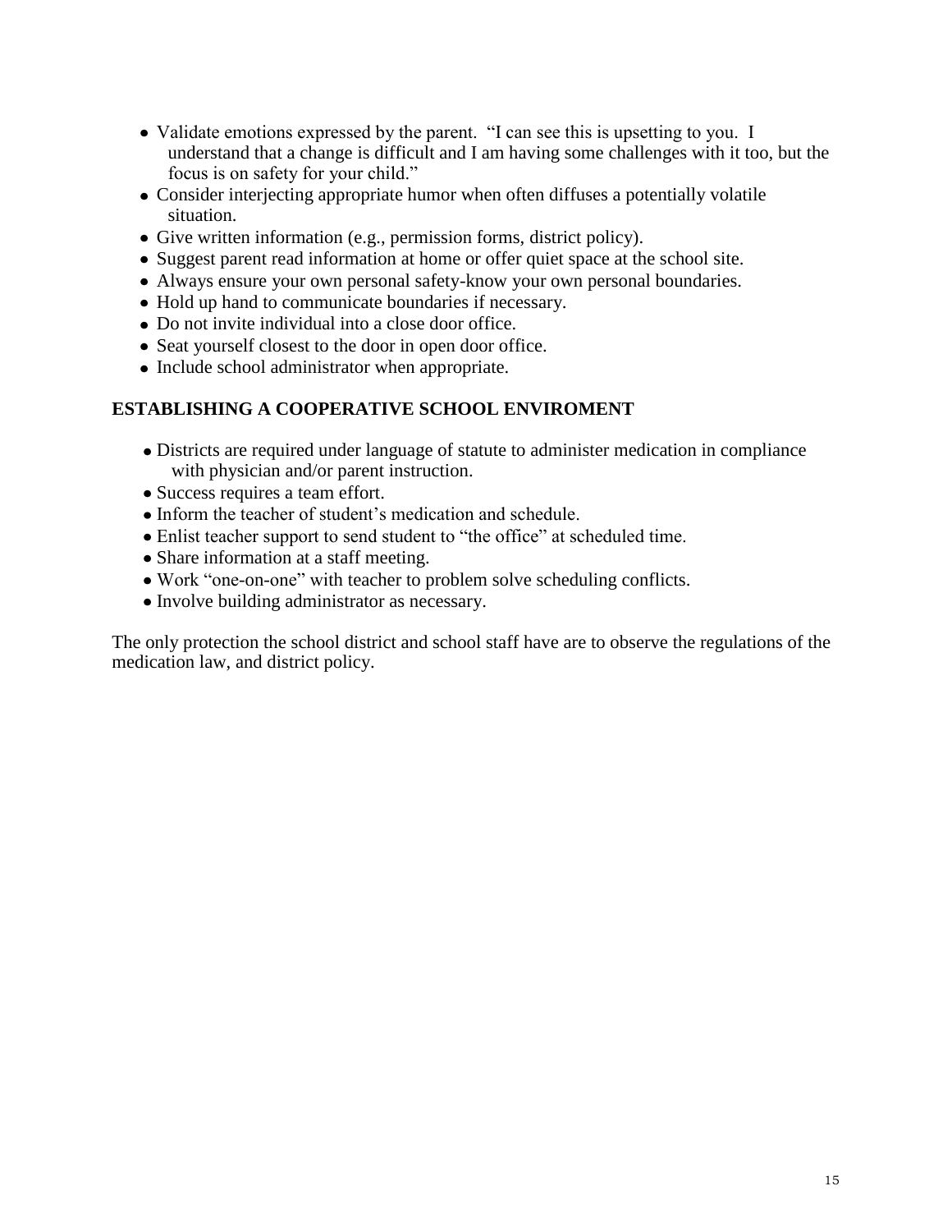- Validate emotions expressed by the parent. "I can see this is upsetting to you. I understand that a change is difficult and I am having some challenges with it too, but the focus is on safety for your child."
- Consider interjecting appropriate humor when often diffuses a potentially volatile situation.
- Give written information (e.g., permission forms, district policy).
- Suggest parent read information at home or offer quiet space at the school site.
- Always ensure your own personal safety-know your own personal boundaries.
- Hold up hand to communicate boundaries if necessary.
- Do not invite individual into a close door office.
- Seat yourself closest to the door in open door office.
- Include school administrator when appropriate.

**ESTABLISHING A COOPERATIVE SCHOOL ENVIROMENT**

- Districts are required under language of statute to administer medication in compliance with physician and/or parent instruction.
- Success requires a team effort.
- Inform the teacher of student's medication and schedule.
- Enlist teacher support to send student to "the office" at scheduled time.
- Share information at a staff meeting.
- Work "one-on-one" with teacher to problem solve scheduling conflicts.
- Involve building administrator as necessary.

The only protection the school district and school staff have are to observe the regulations of the medication law, and district policy.